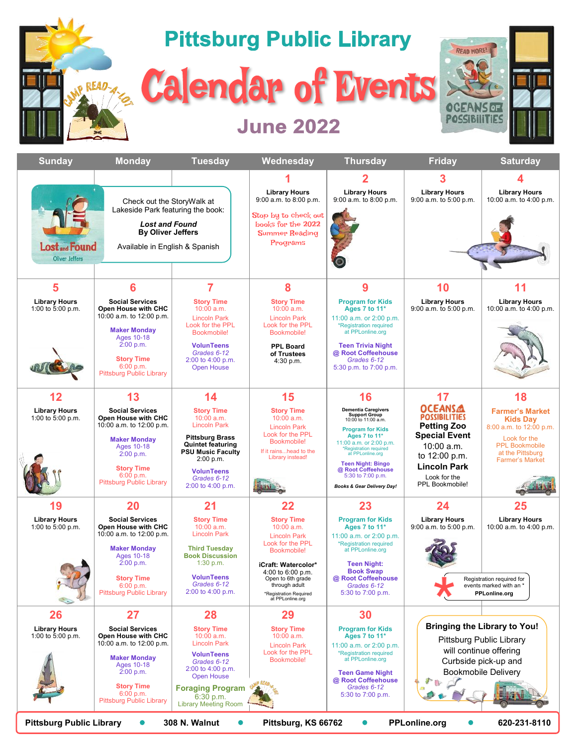# Pittsburg Public Library

# Calendar of Events

## June 2022

| Sunday | Monday | Tuesday | Wednesday | Thursday | Friday | Saturday |
|---|---|---|---|---|---|---|
| Check out the StoryWalk at Lakeside Park featuring the book: ***Lost and Found*** **By Oliver Jeffers** Available in English & Spanish | | | **1** Library Hours 9:00 a.m. to 8:00 p.m. Stop by to check out books for the 2022 Summer Reading Programs | **2** Library Hours 9:00 a.m. to 8:00 p.m. | **3** Library Hours 9:00 a.m. to 5:00 p.m. | **4** Library Hours 10:00 a.m. to 4:00 p.m. |
| **5** Library Hours 1:00 to 5:00 p.m. | **6** Social Services Open House with CHC 10:00 a.m. to 12:00 p.m. **Maker Monday** Ages 10-18 2:00 p.m. **Story Time** 6:00 p.m. Pittsburg Public Library | **7** **Story Time** 10:00 a.m. Lincoln Park Look for the PPL Bookmobile! **VolunTeens** *Grades 6-12* 2:00 to 4:00 p.m. Open House | **8** **Story Time** 10:00 a.m. Lincoln Park Look for the PPL Bookmobile! **PPL Board of Trustees** 4:30 p.m. | **9** **Program for Kids Ages 7 to 11*** 11:00 a.m. or 2:00 p.m. *Registration required at PPLonline.org **Teen Trivia Night @ Root Coffeehouse** *Grades 6-12* 5:30 p.m. to 7:00 p.m. | **10** Library Hours 9:00 a.m. to 5:00 p.m. | **11** Library Hours 10:00 a.m. to 4:00 p.m. |
| **12** Library Hours 1:00 to 5:00 p.m. | **13** Social Services Open House with CHC 10:00 a.m. to 12:00 p.m. **Maker Monday** Ages 10-18 2:00 p.m. **Story Time** 6:00 p.m. Pittsburg Public Library | **14** **Story Time** 10:00 a.m. Lincoln Park **Pittsburg Brass Quintet featuring PSU Music Faculty** 2:00 p.m. **VolunTeens** *Grades 6-12* 2:00 to 4:00 p.m. | **15** **Story Time** 10:00 a.m. Lincoln Park Look for the PPL Bookmobile! If it rains...head to the Library instead! | **16** **Dementia Caregivers Support Group** 10:00 to 11:00 a.m. **Program for Kids Ages 7 to 11*** 11:00 a.m. or 2:00 p.m. *Registration required at PPLonline.org **Teen Night: Bingo @ Root Coffeehouse** 5:30 to 7:00 p.m. ***Books & Gear Delivery Day!*** | **17** OCEANS OF POSSIBILITIES **Petting Zoo Special Event** 10:00 a.m. to 12:00 p.m. **Lincoln Park** Look for the PPL Bookmobile! | **18** **Farmer's Market Kids Day** 8:00 a.m. to 12:00 p.m. Look for the PPL Bookmobile at the Pittsburg Farmer's Market |
| **19** Library Hours 1:00 to 5:00 p.m. | **20** Social Services Open House with CHC 10:00 a.m. to 12:00 p.m. **Maker Monday** Ages 10-18 2:00 p.m. **Story Time** 6:00 p.m. Pittsburg Public Library | **21** **Story Time** 10:00 a.m. Lincoln Park **Third Tuesday Book Discussion** 1:30 p.m. **VolunTeens** *Grades 6-12* 2:00 to 4:00 p.m. | **22** **Story Time** 10:00 a.m. Lincoln Park Look for the PPL Bookmobile! **iCraft: Watercolor*** 4:00 to 6:00 p.m. Open to 6th grade through adult *Registration Required at PPLonline.org | **23** **Program for Kids Ages 7 to 11*** 11:00 a.m. or 2:00 p.m. *Registration required at PPLonline.org **Teen Night: Book Swap @ Root Coffeehouse** *Grades 6-12* 5:30 to 7:00 p.m. | **24** Library Hours 9:00 a.m. to 5:00 p.m. * Registration required for events marked with an * **PPLonline.org** | **25** Library Hours 10:00 a.m. to 4:00 p.m. |
| **26** Library Hours 1:00 to 5:00 p.m. | **27** Social Services Open House with CHC 10:00 a.m. to 12:00 p.m. **Maker Monday** Ages 10-18 2:00 p.m. **Story Time** 6:00 p.m. Pittsburg Public Library | **28** **Story Time** 10:00 a.m. Lincoln Park **VolunTeens** *Grades 6-12* 2:00 to 4:00 p.m. Open House **Foraging Program** 6:30 p.m. Library Meeting Room | **29** **Story Time** 10:00 a.m. Lincoln Park Look for the PPL Bookmobile! | **30** **Program for Kids Ages 7 to 11*** 11:00 a.m. or 2:00 p.m. *Registration required at PPLonline.org **Teen Game Night @ Root Coffeehouse** *Grades 6-12* 5:30 to 7:00 p.m. | **Bringing the Library to You!** Pittsburg Public Library will continue offering Curbside pick-up and Bookmobile Delivery | |

**Pittsburg Public Library** • **308 N. Walnut** • **Pittsburg, KS 66762** • **PPLonline.org** • **620-231-8110**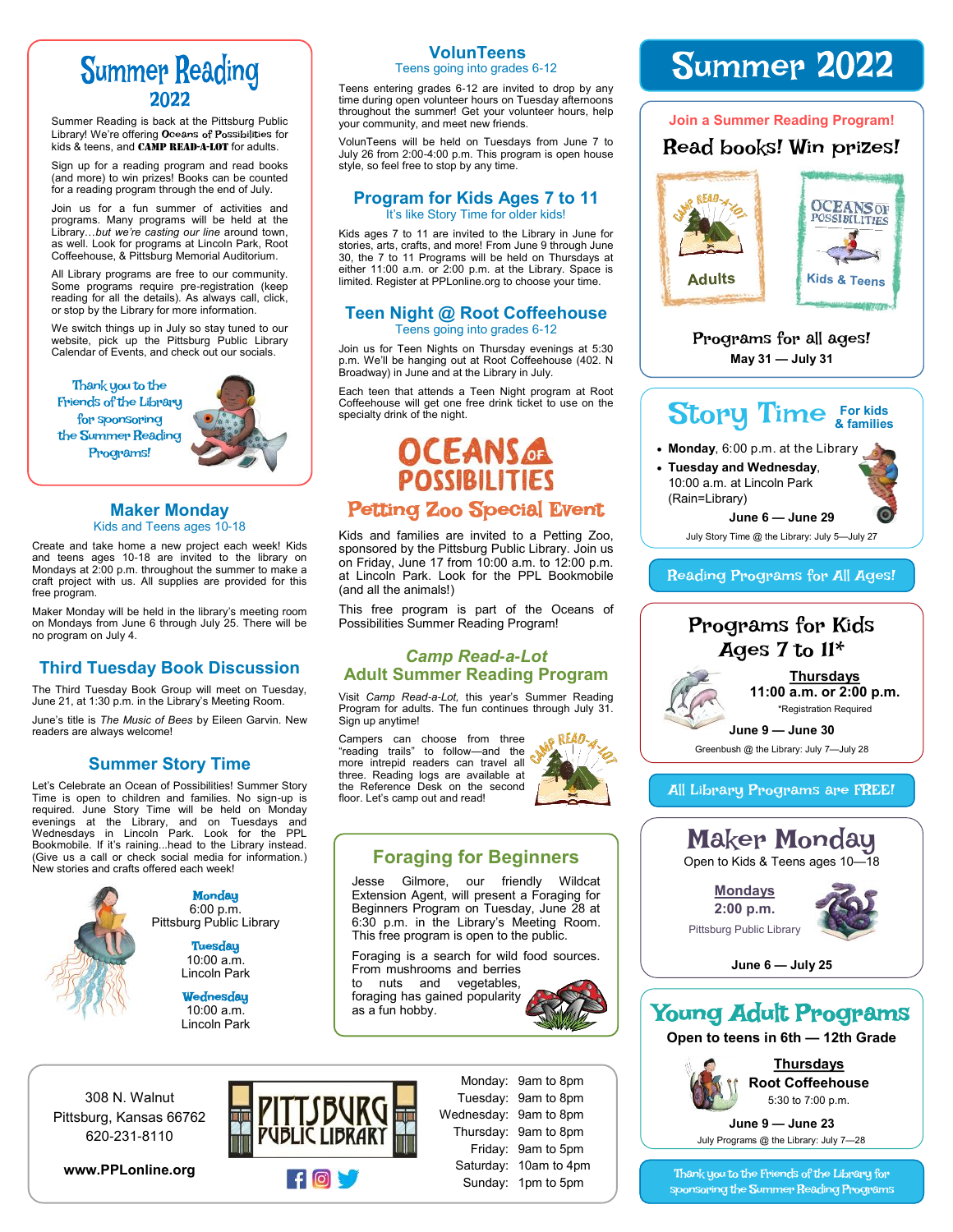# Summer Reading 2022

Summer Reading is back at the Pittsburg Public Library! We're offering Oceans of Possibilities for kids & teens, and CAMP READ-A-LOT for adults.

Sign up for a reading program and read books (and more) to win prizes! Books can be counted for a reading program through the end of July.

Join us for a fun summer of activities and programs. Many programs will be held at the Library…*but we're casting our line* around town, as well. Look for programs at Lincoln Park, Root Coffeehouse, & Pittsburg Memorial Auditorium.

All Library programs are free to our community. Some programs require pre-registration (keep reading for all the details). As always call, click, or stop by the Library for more information.

We switch things up in July so stay tuned to our website, pick up the Pittsburg Public Library Calendar of Events, and check out our socials.

Thank you to the Friends of the Library for sponsoring the Summer Reading Programs!

## Maker Monday

Kids and Teens ages 10-18

Create and take home a new project each week! Kids and teens ages 10-18 are invited to the library on Mondays at 2:00 p.m. throughout the summer to make a craft project with us. All supplies are provided for this free program.

Maker Monday will be held in the library's meeting room on Mondays from June 6 through July 25. There will be no program on July 4.

## Third Tuesday Book Discussion

The Third Tuesday Book Group will meet on Tuesday, June 21, at 1:30 p.m. in the Library's Meeting Room.

June's title is *The Music of Bees* by Eileen Garvin. New readers are always welcome!

## Summer Story Time

Let's Celebrate an Ocean of Possibilities! Summer Story Time is open to children and families. No sign-up is required. June Story Time will be held on Monday evenings at the Library, and on Tuesdays and Wednesdays in Lincoln Park. Look for the PPL Bookmobile. If it's raining...head to the Library instead. (Give us a call or check social media for information.) New stories and crafts offered each week!

**Monday**
6:00 p.m.
Pittsburg Public Library

**Tuesday**
10:00 a.m.
Lincoln Park

**Wednesday**
10:00 a.m.
Lincoln Park

## VolunTeens

Teens going into grades 6-12

Teens entering grades 6-12 are invited to drop by any time during open volunteer hours on Tuesday afternoons throughout the summer! Get your volunteer hours, help your community, and meet new friends.

VolunTeens will be held on Tuesdays from June 7 to July 26 from 2:00-4:00 p.m. This program is open house style, so feel free to stop by any time.

## Program for Kids Ages 7 to 11

It's like Story Time for older kids!

Kids ages 7 to 11 are invited to the Library in June for stories, arts, crafts, and more! From June 9 through June 30, the 7 to 11 Programs will be held on Thursdays at either 11:00 a.m. or 2:00 p.m. at the Library. Space is limited. Register at PPLonline.org to choose your time.

## Teen Night @ Root Coffeehouse

Teens going into grades 6-12

Join us for Teen Nights on Thursday evenings at 5:30 p.m. We'll be hanging out at Root Coffeehouse (402. N Broadway) in June and at the Library in July.

Each teen that attends a Teen Night program at Root Coffeehouse will get one free drink ticket to use on the specialty drink of the night.

## OCEANS OF POSSIBILITIES Petting Zoo Special Event

Kids and families are invited to a Petting Zoo, sponsored by the Pittsburg Public Library. Join us on Friday, June 17 from 10:00 a.m. to 12:00 p.m. at Lincoln Park. Look for the PPL Bookmobile (and all the animals!)

This free program is part of the Oceans of Possibilities Summer Reading Program!

## *Camp Read-a-Lot* Adult Summer Reading Program

Visit *Camp Read-a-Lot,* this year's Summer Reading Program for adults. The fun continues through July 31. Sign up anytime!

Campers can choose from three "reading trails" to follow—and the more intrepid readers can travel all three. Reading logs are available at the Reference Desk on the second floor. Let's camp out and read!

## Foraging for Beginners

Jesse Gilmore, our friendly Wildcat Extension Agent, will present a Foraging for Beginners Program on Tuesday, June 28 at 6:30 p.m. in the Library's Meeting Room. This free program is open to the public.

Foraging is a search for wild food sources. From mushrooms and berries to nuts and vegetables, foraging has gained popularity as a fun hobby.

# Summer 2022

**Join a Summer Reading Program!**

Read books! Win prizes!

Camp Read-a-Lot — Adults

Oceans of Possibilities — Kids & Teens

Programs for all ages!

**May 31 — July 31**

## Story Time For kids & families

- **Monday**, 6:00 p.m. at the Library
- **Tuesday and Wednesday**, 10:00 a.m. at Lincoln Park (Rain=Library)

**June 6 — June 29**

July Story Time @ the Library: July 5—July 27

**Reading Programs for All Ages!**

## Programs for Kids Ages 7 to 11*

**Thursdays**
**11:00 a.m. or 2:00 p.m.**
*Registration Required

**June 9 — June 30**

Greenbush @ the Library: July 7—July 28

**All Library Programs are FREE!**

## Maker Monday

Open to Kids & Teens ages 10—18

**Mondays**
**2:00 p.m.**
Pittsburg Public Library

**June 6 — July 25**

## Young Adult Programs

**Open to teens in 6th — 12th Grade**

**Thursdays**
**Root Coffeehouse**
5:30 to 7:00 p.m.

**June 9 — June 23**

July Programs @ the Library: July 7—28

Thank you to the Friends of the Library for sponsoring the Summer Reading Programs

---

308 N. Walnut
Pittsburg, Kansas 66762
620-231-8110

**www.PPLonline.org**

PITTSBURG PUBLIC LIBRARY

| | |
|---|---|
| Monday: | 9am to 8pm |
| Tuesday: | 9am to 8pm |
| Wednesday: | 9am to 8pm |
| Thursday: | 9am to 8pm |
| Friday: | 9am to 5pm |
| Saturday: | 10am to 4pm |
| Sunday: | 1pm to 5pm |